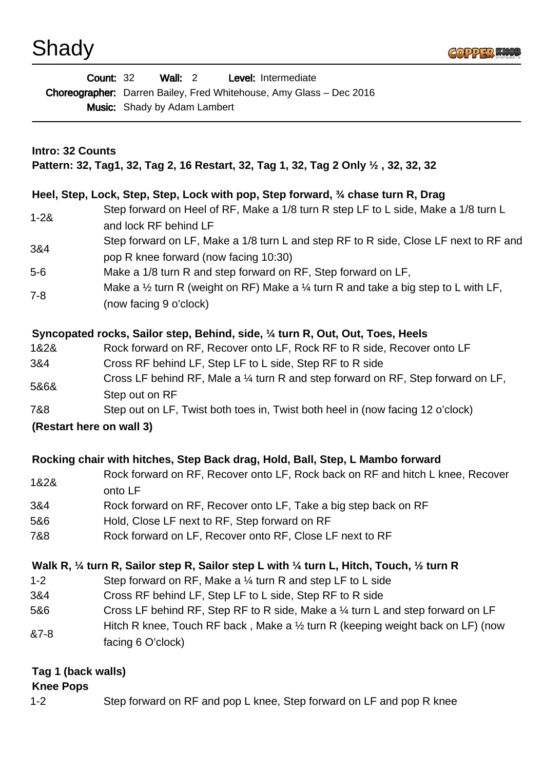# Shady

**Count:** 32 **Wall:** 2 **Level:** Intermediate
**Choreographer:** Darren Bailey, Fred Whitehouse, Amy Glass – Dec 2016
**Music:** Shady by Adam Lambert

---

**Intro: 32 Counts**
**Pattern: 32, Tag1, 32, Tag 2, 16 Restart, 32, Tag 1, 32, Tag 2 Only ½ , 32, 32, 32**

**Heel, Step, Lock, Step, Step, Lock with pop, Step forward, ¾ chase turn R, Drag**

| | |
|---|---|
| 1-2& | Step forward on Heel of RF, Make a 1/8 turn R step LF to L side, Make a 1/8 turn L and lock RF behind LF |
| 3&4 | Step forward on LF, Make a 1/8 turn L and step RF to R side, Close LF next to RF and pop R knee forward (now facing 10:30) |
| 5-6 | Make a 1/8 turn R and step forward on RF, Step forward on LF, |
| 7-8 | Make a ½ turn R (weight on RF) Make a ¼ turn R and take a big step to L with LF, (now facing 9 o'clock) |

**Syncopated rocks, Sailor step, Behind, side, ¼ turn R, Out, Out, Toes, Heels**

| | |
|---|---|
| 1&2& | Rock forward on RF, Recover onto LF, Rock RF to R side, Recover onto LF |
| 3&4 | Cross RF behind LF, Step LF to L side, Step RF to R side |
| 5&6& | Cross LF behind RF, Male a ¼ turn R and step forward on RF, Step forward on LF, Step out on RF |
| 7&8 | Step out on LF, Twist both toes in, Twist both heel in (now facing 12 o'clock) |

**(Restart here on wall 3)**

**Rocking chair with hitches, Step Back drag, Hold, Ball, Step, L Mambo forward**

| | |
|---|---|
| 1&2& | Rock forward on RF, Recover onto LF, Rock back on RF and hitch L knee, Recover onto LF |
| 3&4 | Rock forward on RF, Recover onto LF, Take a big step back on RF |
| 5&6 | Hold, Close LF next to RF, Step forward on RF |
| 7&8 | Rock forward on LF, Recover onto RF, Close LF next to RF |

**Walk R, ¼ turn R, Sailor step R, Sailor step L with ¼ turn L, Hitch, Touch, ½ turn R**

| | |
|---|---|
| 1-2 | Step forward on RF, Make a ¼ turn R and step LF to L side |
| 3&4 | Cross RF behind LF, Step LF to L side, Step RF to R side |
| 5&6 | Cross LF behind RF, Step RF to R side, Make a ¼ turn L and step forward on LF |
| &7-8 | Hitch R knee, Touch RF back , Make a ½ turn R (keeping weight back on LF) (now facing 6 O'clock) |

**Tag 1 (back walls)**
**Knee Pops**

| | |
|---|---|
| 1-2 | Step forward on RF and pop L knee, Step forward on LF and pop R knee |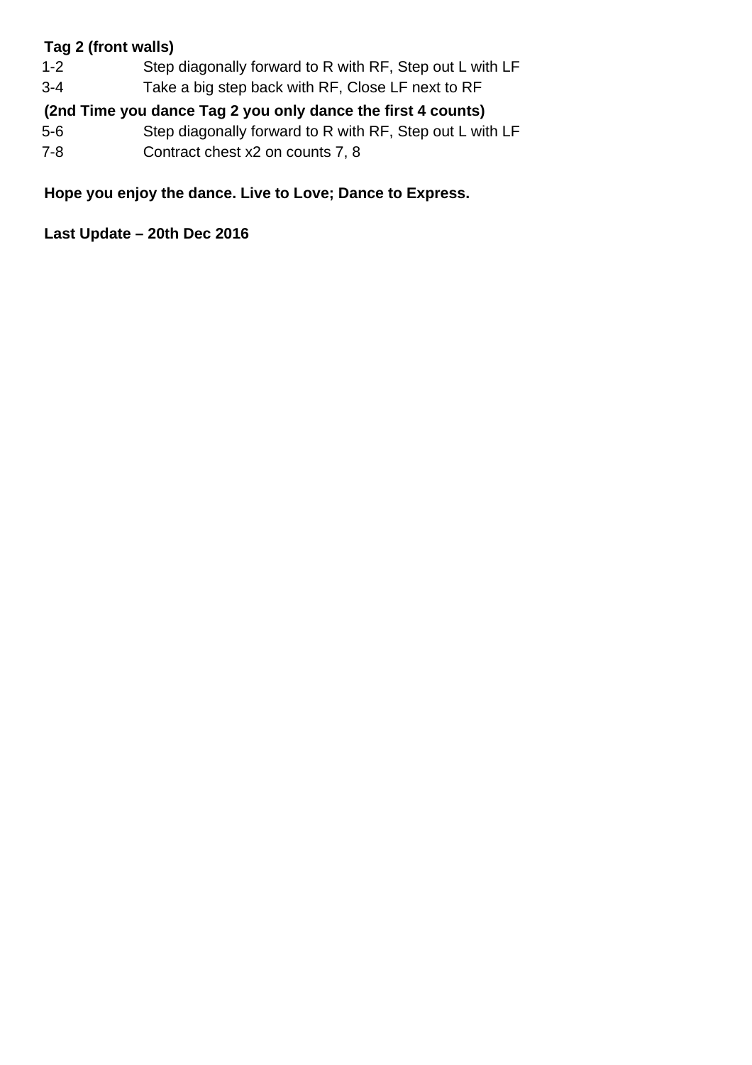**Tag 2 (front walls)**

| | |
|---|---|
| 1-2 | Step diagonally forward to R with RF, Step out L with LF |
| 3-4 | Take a big step back with RF, Close LF next to RF |

**(2nd Time you dance Tag 2 you only dance the first 4 counts)**

| | |
|---|---|
| 5-6 | Step diagonally forward to R with RF, Step out L with LF |
| 7-8 | Contract chest x2 on counts 7, 8 |

**Hope you enjoy the dance. Live to Love; Dance to Express.**

**Last Update – 20th Dec 2016**